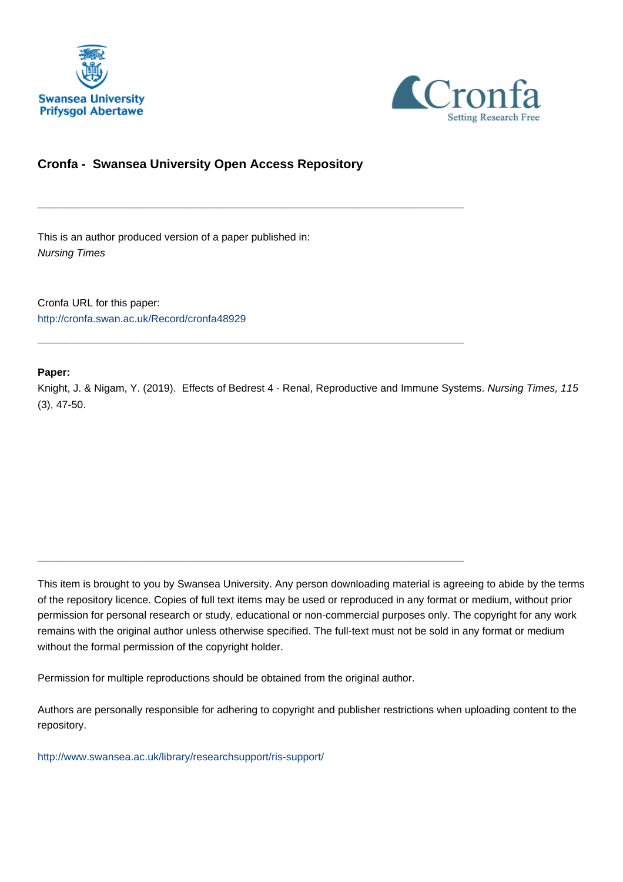Swansea University
Prifysgol Abertawe

Cronfa
Setting Research Free

## Cronfa - Swansea University Open Access Repository

---

This is an author produced version of a paper published in:
*Nursing Times*

Cronfa URL for this paper:
http://cronfa.swan.ac.uk/Record/cronfa48929

---

**Paper:**
Knight, J. & Nigam, Y. (2019). Effects of Bedrest 4 - Renal, Reproductive and Immune Systems. *Nursing Times, 115* (3), 47-50.

---

This item is brought to you by Swansea University. Any person downloading material is agreeing to abide by the terms of the repository licence. Copies of full text items may be used or reproduced in any format or medium, without prior permission for personal research or study, educational or non-commercial purposes only. The copyright for any work remains with the original author unless otherwise specified. The full-text must not be sold in any format or medium without the formal permission of the copyright holder.

Permission for multiple reproductions should be obtained from the original author.

Authors are personally responsible for adhering to copyright and publisher restrictions when uploading content to the repository.

http://www.swansea.ac.uk/library/researchsupport/ris-support/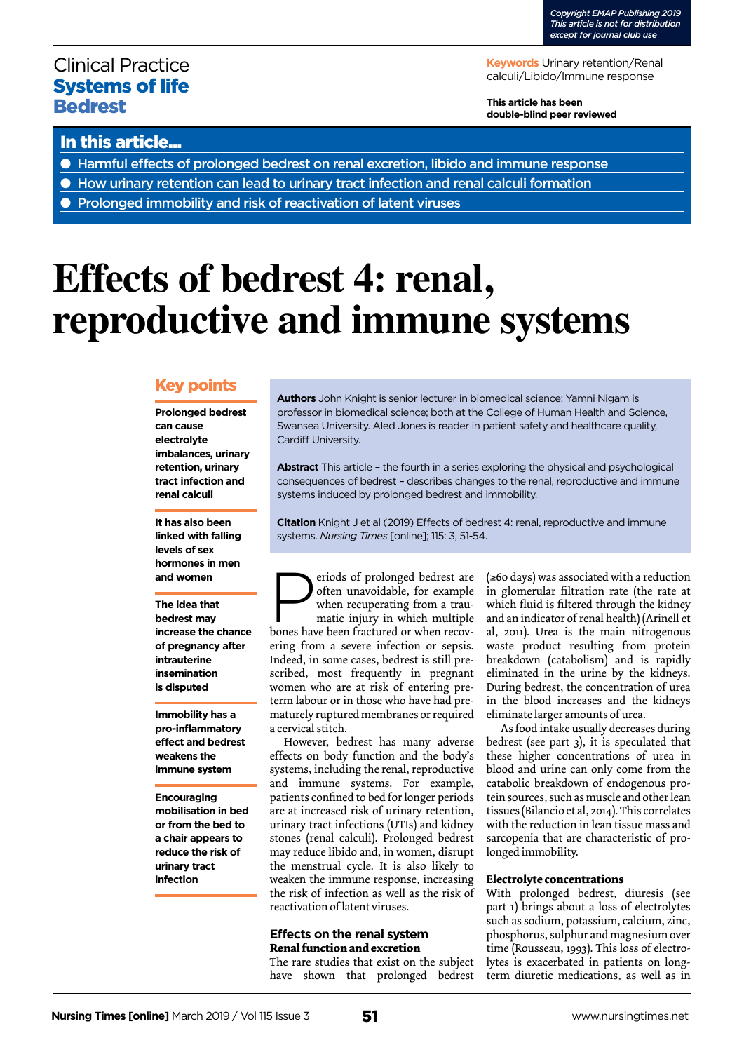Clinical Practice
**Systems of life**
**Bedrest**

**Keywords** Urinary retention/Renal calculi/Libido/Immune response

**This article has been double-blind peer reviewed**

## In this article...

- Harmful effects of prolonged bedrest on renal excretion, libido and immune response
- How urinary retention can lead to urinary tract infection and renal calculi formation
- Prolonged immobility and risk of reactivation of latent viruses

# Effects of bedrest 4: renal, reproductive and immune systems

## Key points

**Prolonged bedrest can cause electrolyte imbalances, urinary retention, urinary tract infection and renal calculi**

**It has also been linked with falling levels of sex hormones in men and women**

**The idea that bedrest may increase the chance of pregnancy after intrauterine insemination is disputed**

**Immobility has a pro-inflammatory effect and bedrest weakens the immune system**

**Encouraging mobilisation in bed or from the bed to a chair appears to reduce the risk of urinary tract infection**

**Authors** John Knight is senior lecturer in biomedical science; Yamni Nigam is professor in biomedical science; both at the College of Human Health and Science, Swansea University. Aled Jones is reader in patient safety and healthcare quality, Cardiff University.

**Abstract** This article – the fourth in a series exploring the physical and psychological consequences of bedrest – describes changes to the renal, reproductive and immune systems induced by prolonged bedrest and immobility.

**Citation** Knight J et al (2019) Effects of bedrest 4: renal, reproductive and immune systems. *Nursing Times* [online]; 115: 3, 51-54.

Periods of prolonged bedrest are often unavoidable, for example when recuperating from a traumatic injury in which multiple bones have been fractured or when recovering from a severe infection or sepsis. Indeed, in some cases, bedrest is still prescribed, most frequently in pregnant women who are at risk of entering preterm labour or in those who have had prematurely ruptured membranes or required a cervical stitch.

However, bedrest has many adverse effects on body function and the body's systems, including the renal, reproductive and immune systems. For example, patients confined to bed for longer periods are at increased risk of urinary retention, urinary tract infections (UTIs) and kidney stones (renal calculi). Prolonged bedrest may reduce libido and, in women, disrupt the menstrual cycle. It is also likely to weaken the immune response, increasing the risk of infection as well as the risk of reactivation of latent viruses.

## Effects on the renal system

### Renal function and excretion

The rare studies that exist on the subject have shown that prolonged bedrest (≥60 days) was associated with a reduction in glomerular filtration rate (the rate at which fluid is filtered through the kidney and an indicator of renal health) (Arinell et al, 2011). Urea is the main nitrogenous waste product resulting from protein breakdown (catabolism) and is rapidly eliminated in the urine by the kidneys. During bedrest, the concentration of urea in the blood increases and the kidneys eliminate larger amounts of urea.

As food intake usually decreases during bedrest (see part 3), it is speculated that these higher concentrations of urea in blood and urine can only come from the catabolic breakdown of endogenous protein sources, such as muscle and other lean tissues (Bilancio et al, 2014). This correlates with the reduction in lean tissue mass and sarcopenia that are characteristic of prolonged immobility.

### Electrolyte concentrations

With prolonged bedrest, diuresis (see part 1) brings about a loss of electrolytes such as sodium, potassium, calcium, zinc, phosphorus, sulphur and magnesium over time (Rousseau, 1993). This loss of electrolytes is exacerbated in patients on long-term diuretic medications, as well as in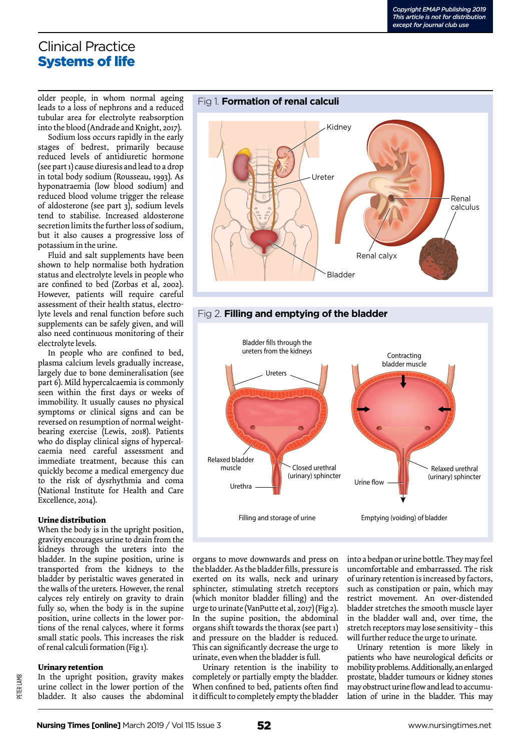older people, in whom normal ageing leads to a loss of nephrons and a reduced tubular area for electrolyte reabsorption into the blood (Andrade and Knight, 2017).

Sodium loss occurs rapidly in the early stages of bedrest, primarily because reduced levels of antidiuretic hormone (see part 1) cause diuresis and lead to a drop in total body sodium (Rousseau, 1993). As hyponatraemia (low blood sodium) and reduced blood volume trigger the release of aldosterone (see part 3), sodium levels tend to stabilise. Increased aldosterone secretion limits the further loss of sodium, but it also causes a progressive loss of potassium in the urine.

Fluid and salt supplements have been shown to help normalise both hydration status and electrolyte levels in people who are confined to bed (Zorbas et al, 2002). However, patients will require careful assessment of their health status, electrolyte levels and renal function before such supplements can be safely given, and will also need continuous monitoring of their electrolyte levels.

In people who are confined to bed, plasma calcium levels gradually increase, largely due to bone demineralisation (see part 6). Mild hypercalcaemia is commonly seen within the first days or weeks of immobility. It usually causes no physical symptoms or clinical signs and can be reversed on resumption of normal weight-bearing exercise (Lewis, 2018). Patients who do display clinical signs of hypercalcaemia need careful assessment and immediate treatment, because this can quickly become a medical emergency due to the risk of dysrhythmia and coma (National Institute for Health and Care Excellence, 2014).

### Urine distribution

When the body is in the upright position, gravity encourages urine to drain from the kidneys through the ureters into the bladder. In the supine position, urine is transported from the kidneys to the bladder by peristaltic waves generated in the walls of the ureters. However, the renal calyces rely entirely on gravity to drain fully so, when the body is in the supine position, urine collects in the lower portions of the renal calyces, where it forms small static pools. This increases the risk of renal calculi formation (Fig 1).

### Urinary retention

In the upright position, gravity makes urine collect in the lower portion of the bladder. It also causes the abdominal organs to move downwards and press on the bladder. As the bladder fills, pressure is exerted on its walls, neck and urinary sphincter, stimulating stretch receptors (which monitor bladder filling) and the urge to urinate (VanPutte et al, 2017) (Fig 2). In the supine position, the abdominal organs shift towards the thorax (see part 1) and pressure on the bladder is reduced. This can significantly decrease the urge to urinate, even when the bladder is full.

Urinary retention is the inability to completely or partially empty the bladder. When confined to bed, patients often find it difficult to completely empty the bladder into a bedpan or urine bottle. They may feel uncomfortable and embarrassed. The risk of urinary retention is increased by factors, such as constipation or pain, which may restrict movement. An over-distended bladder stretches the smooth muscle layer in the bladder wall and, over time, the stretch receptors may lose sensitivity – this will further reduce the urge to urinate.

Urinary retention is more likely in patients who have neurological deficits or mobility problems. Additionally, an enlarged prostate, bladder tumours or kidney stones may obstruct urine flow and lead to accumulation of urine in the bladder. This may

Fig 1. **Formation of renal calculi**

Kidney, Ureter, Renal calculus, Renal calyx, Bladder

Fig 2. **Filling and emptying of the bladder**

Bladder fills through the ureters from the kidneys; Ureters; Relaxed bladder muscle; Closed urethral (urinary) sphincter; Urethra; Filling and storage of urine

Contracting bladder muscle; Relaxed urethral (urinary) sphincter; Urine flow; Emptying (voiding) of bladder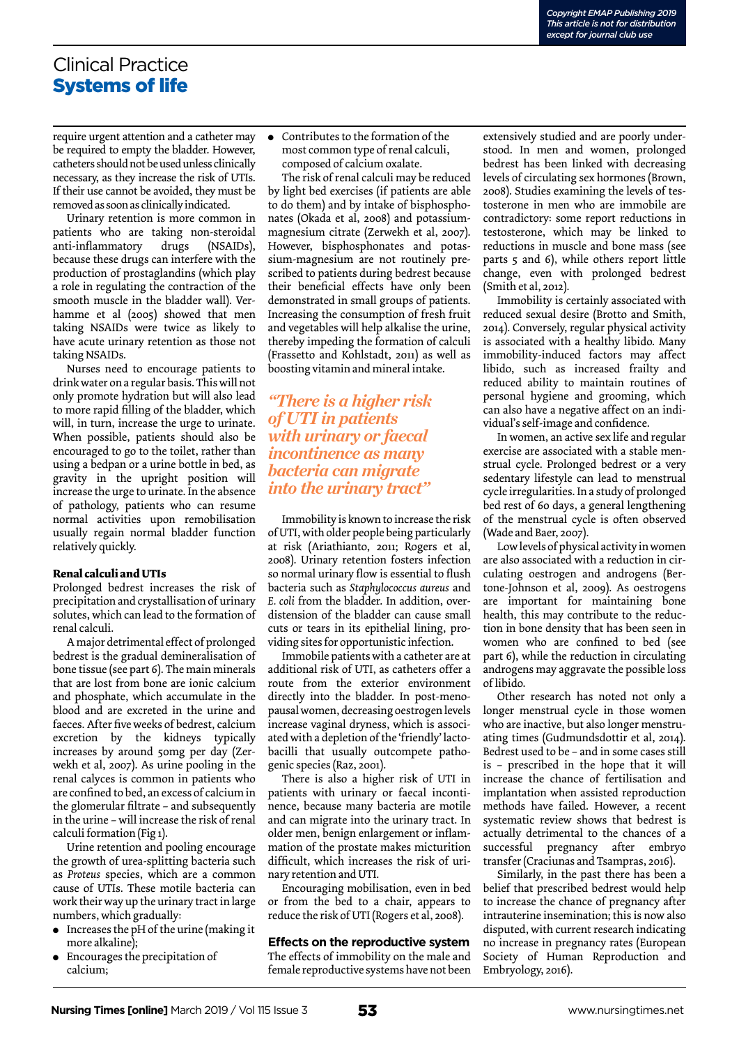require urgent attention and a catheter may be required to empty the bladder. However, catheters should not be used unless clinically necessary, as they increase the risk of UTIs. If their use cannot be avoided, they must be removed as soon as clinically indicated.

Urinary retention is more common in patients who are taking non-steroidal anti-inflammatory drugs (NSAIDs), because these drugs can interfere with the production of prostaglandins (which play a role in regulating the contraction of the smooth muscle in the bladder wall). Verhamme et al (2005) showed that men taking NSAIDs were twice as likely to have acute urinary retention as those not taking NSAIDs.

Nurses need to encourage patients to drink water on a regular basis. This will not only promote hydration but will also lead to more rapid filling of the bladder, which will, in turn, increase the urge to urinate. When possible, patients should also be encouraged to go to the toilet, rather than using a bedpan or a urine bottle in bed, as gravity in the upright position will increase the urge to urinate. In the absence of pathology, patients who can resume normal activities upon remobilisation usually regain normal bladder function relatively quickly.

### Renal calculi and UTIs

Prolonged bedrest increases the risk of precipitation and crystallisation of urinary solutes, which can lead to the formation of renal calculi.

A major detrimental effect of prolonged bedrest is the gradual demineralisation of bone tissue (see part 6). The main minerals that are lost from bone are ionic calcium and phosphate, which accumulate in the blood and are excreted in the urine and faeces. After five weeks of bedrest, calcium excretion by the kidneys typically increases by around 50mg per day (Zerwekh et al, 2007). As urine pooling in the renal calyces is common in patients who are confined to bed, an excess of calcium in the glomerular filtrate – and subsequently in the urine – will increase the risk of renal calculi formation (Fig 1).

Urine retention and pooling encourage the growth of urea-splitting bacteria such as *Proteus* species, which are a common cause of UTIs. These motile bacteria can work their way up the urinary tract in large numbers, which gradually:

- Increases the pH of the urine (making it more alkaline);
- Encourages the precipitation of calcium;
- Contributes to the formation of the most common type of renal calculi, composed of calcium oxalate.

The risk of renal calculi may be reduced by light bed exercises (if patients are able to do them) and by intake of bisphosphonates (Okada et al, 2008) and potassium-magnesium citrate (Zerwekh et al, 2007). However, bisphosphonates and potassium-magnesium are not routinely prescribed to patients during bedrest because their beneficial effects have only been demonstrated in small groups of patients. Increasing the consumption of fresh fruit and vegetables will help alkalise the urine, thereby impeding the formation of calculi (Frassetto and Kohlstadt, 2011) as well as boosting vitamin and mineral intake.

> *"There is a higher risk of UTI in patients with urinary or faecal incontinence as many bacteria can migrate into the urinary tract"*

Immobility is known to increase the risk of UTI, with older people being particularly at risk (Ariathianto, 2011; Rogers et al, 2008). Urinary retention fosters infection so normal urinary flow is essential to flush bacteria such as *Staphylococcus aureus* and *E. coli* from the bladder. In addition, overdistension of the bladder can cause small cuts or tears in its epithelial lining, providing sites for opportunistic infection.

Immobile patients with a catheter are at additional risk of UTI, as catheters offer a route from the exterior environment directly into the bladder. In post-menopausal women, decreasing oestrogen levels increase vaginal dryness, which is associated with a depletion of the 'friendly' lactobacilli that usually outcompete pathogenic species (Raz, 2001).

There is also a higher risk of UTI in patients with urinary or faecal incontinence, because many bacteria are motile and can migrate into the urinary tract. In older men, benign enlargement or inflammation of the prostate makes micturition difficult, which increases the risk of urinary retention and UTI.

Encouraging mobilisation, even in bed or from the bed to a chair, appears to reduce the risk of UTI (Rogers et al, 2008).

### Effects on the reproductive system

The effects of immobility on the male and female reproductive systems have not been extensively studied and are poorly understood. In men and women, prolonged bedrest has been linked with decreasing levels of circulating sex hormones (Brown, 2008). Studies examining the levels of testosterone in men who are immobile are contradictory: some report reductions in testosterone, which may be linked to reductions in muscle and bone mass (see parts 5 and 6), while others report little change, even with prolonged bedrest (Smith et al, 2012).

Immobility is certainly associated with reduced sexual desire (Brotto and Smith, 2014). Conversely, regular physical activity is associated with a healthy libido. Many immobility-induced factors may affect libido, such as increased frailty and reduced ability to maintain routines of personal hygiene and grooming, which can also have a negative affect on an individual's self-image and confidence.

In women, an active sex life and regular exercise are associated with a stable menstrual cycle. Prolonged bedrest or a very sedentary lifestyle can lead to menstrual cycle irregularities. In a study of prolonged bed rest of 60 days, a general lengthening of the menstrual cycle is often observed (Wade and Baer, 2007).

Low levels of physical activity in women are also associated with a reduction in circulating oestrogen and androgens (Bertone-Johnson et al, 2009). As oestrogens are important for maintaining bone health, this may contribute to the reduction in bone density that has been seen in women who are confined to bed (see part 6), while the reduction in circulating androgens may aggravate the possible loss of libido.

Other research has noted not only a longer menstrual cycle in those women who are inactive, but also longer menstruating times (Gudmundsdottir et al, 2014). Bedrest used to be – and in some cases still is – prescribed in the hope that it will increase the chance of fertilisation and implantation when assisted reproduction methods have failed. However, a recent systematic review shows that bedrest is actually detrimental to the chances of a successful pregnancy after embryo transfer (Craciunas and Tsampras, 2016).

Similarly, in the past there has been a belief that prescribed bedrest would help to increase the chance of pregnancy after intrauterine insemination; this is now also disputed, with current research indicating no increase in pregnancy rates (European Society of Human Reproduction and Embryology, 2016).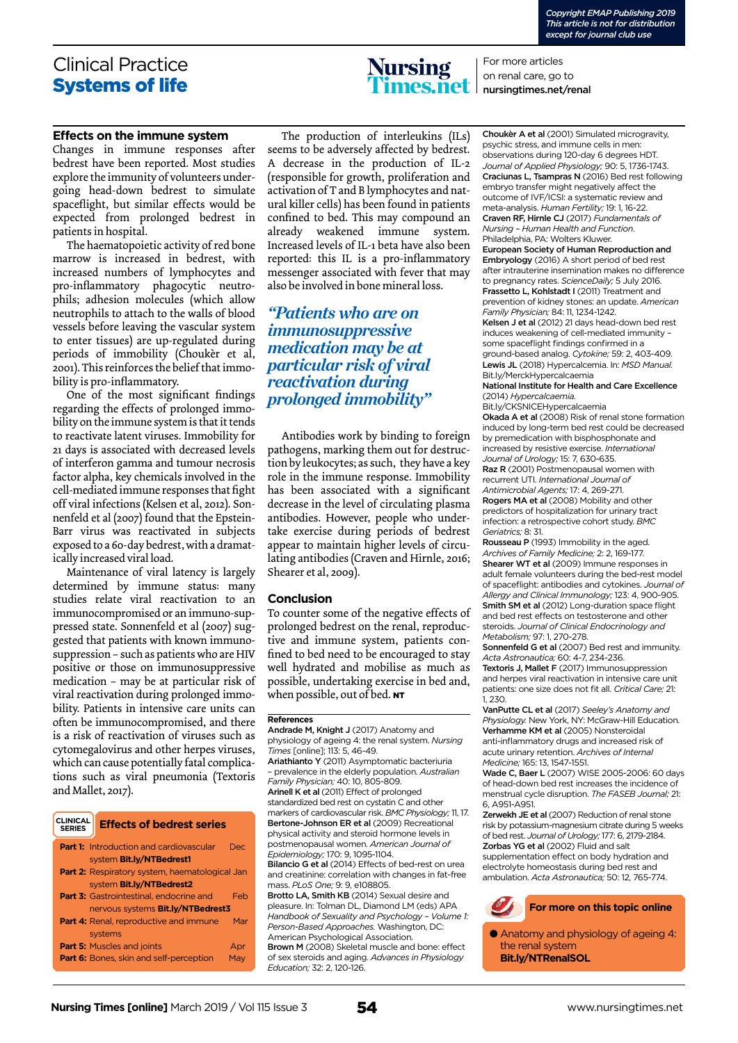## Effects on the immune system

Changes in immune responses after bedrest have been reported. Most studies explore the immunity of volunteers undergoing head-down bedrest to simulate spaceflight, but similar effects would be expected from prolonged bedrest in patients in hospital.

The haematopoietic activity of red bone marrow is increased in bedrest, with increased numbers of lymphocytes and pro-inflammatory phagocytic neutrophils; adhesion molecules (which allow neutrophils to attach to the walls of blood vessels before leaving the vascular system to enter tissues) are up-regulated during periods of immobility (Choukèr et al, 2001). This reinforces the belief that immobility is pro-inflammatory.

One of the most significant findings regarding the effects of prolonged immobility on the immune system is that it tends to reactivate latent viruses. Immobility for 21 days is associated with decreased levels of interferon gamma and tumour necrosis factor alpha, key chemicals involved in the cell-mediated immune responses that fight off viral infections (Kelsen et al, 2012). Sonnenfeld et al (2007) found that the Epstein-Barr virus was reactivated in subjects exposed to a 60-day bedrest, with a dramatically increased viral load.

Maintenance of viral latency is largely determined by immune status: many studies relate viral reactivation to an immunocompromised or an immuno-suppressed state. Sonnenfeld et al (2007) suggested that patients with known immunosuppression – such as patients who are HIV positive or those on immunosuppressive medication – may be at particular risk of viral reactivation during prolonged immobility. Patients in intensive care units can often be immunocompromised, and there is a risk of reactivation of viruses such as cytomegalovirus and other herpes viruses, which can cause potentially fatal complications such as viral pneumonia (Textoris and Mallet, 2017).

The production of interleukins (ILs) seems to be adversely affected by bedrest. A decrease in the production of IL-2 (responsible for growth, proliferation and activation of T and B lymphocytes and natural killer cells) has been found in patients confined to bed. This may compound an already weakened immune system. Increased levels of IL-1 beta have also been reported: this IL is a pro-inflammatory messenger associated with fever that may also be involved in bone mineral loss.

> *"Patients who are on immunosuppressive medication may be at particular risk of viral reactivation during prolonged immobility"*

Antibodies work by binding to foreign pathogens, marking them out for destruction by leukocytes; as such, they have a key role in the immune response. Immobility has been associated with a significant decrease in the level of circulating plasma antibodies. However, people who undertake exercise during periods of bedrest appear to maintain higher levels of circulating antibodies (Craven and Hirnle, 2016; Shearer et al, 2009).

## Conclusion

To counter some of the negative effects of prolonged bedrest on the renal, reproductive and immune system, patients confined to bed need to be encouraged to stay well hydrated and mobilise as much as possible, undertaking exercise in bed and, when possible, out of bed. **NT**

### CLINICAL SERIES — Effects of bedrest series

| | | |
|---|---|---|
| **Part 1:** Introduction and cardiovascular system **Bit.ly/NTBedrest1** | | Dec |
| **Part 2:** Respiratory system, haematological system **Bit.ly/NTBedrest2** | | Jan |
| **Part 3:** Gastrointestinal, endocrine and nervous systems **Bit.ly/NTBedrest3** | | Feb |
| **Part 4:** Renal, reproductive and immune systems | | Mar |
| **Part 5:** Muscles and joints | | Apr |
| **Part 6:** Bones, skin and self-perception | | May |

### References

**Andrade M, Knight J** (2017) Anatomy and physiology of ageing 4: the renal system. *Nursing Times* [online]; 113: 5, 46-49.

**Ariathianto Y** (2011) Asymptomatic bacteriuria – prevalence in the elderly population. *Australian Family Physician;* 40: 10, 805-809.

**Arinell K et al** (2011) Effect of prolonged standardized bed rest on cystatin C and other markers of cardiovascular risk. *BMC Physiology;* 11, 17.

**Bertone-Johnson ER et al** (2009) Recreational physical activity and steroid hormone levels in postmenopausal women. *American Journal of Epidemiology;* 170: 9, 1095-1104.

**Bilancio G et al** (2014) Effects of bed-rest on urea and creatinine: correlation with changes in fat-free mass. *PLoS One;* 9: 9, e108805.

**Brotto LA, Smith KB** (2014) Sexual desire and pleasure. In: Tolman DL, Diamond LM (eds) *APA Handbook of Sexuality and Psychology – Volume 1: Person-Based Approaches.* Washington, DC: American Psychological Association.

**Brown M** (2008) Skeletal muscle and bone: effect of sex steroids and aging. *Advances in Physiology Education;* 32: 2, 120-126.

**Choukèr A et al** (2001) Simulated microgravity, psychic stress, and immune cells in men: observations during 120-day 6 degrees HDT. *Journal of Applied Physiology;* 90: 5, 1736-1743.

**Craciunas L, Tsampras N** (2016) Bed rest following embryo transfer might negatively affect the outcome of IVF/ICSI: a systematic review and meta-analysis. *Human Fertility;* 19: 1, 16-22.

**Craven RF, Hirnle CJ** (2017) *Fundamentals of Nursing – Human Health and Function.* Philadelphia, PA: Wolters Kluwer.

**European Society of Human Reproduction and Embryology** (2016) A short period of bed rest after intrauterine insemination makes no difference to pregnancy rates. *ScienceDaily;* 5 July 2016.

**Frassetto L, Kohlstadt I** (2011) Treatment and prevention of kidney stones: an update. *American Family Physician;* 84: 11, 1234-1242.

**Kelsen J et al** (2012) 21 days head-down bed rest induces weakening of cell-mediated immunity – some spaceflight findings confirmed in a ground-based analog. *Cytokine;* 59: 2, 403-409.

**Lewis JL** (2018) Hypercalcemia. In: *MSD Manual.* Bit.ly/MerckHypercalcaemia

**National Institute for Health and Care Excellence** (2014) *Hypercalcaemia.* Bit.ly/CKSNICEHypercalcaemia

**Okada A et al** (2008) Risk of renal stone formation induced by long-term bed rest could be decreased by premedication with bisphosphonate and increased by resistive exercise. *International Journal of Urology;* 15: 7, 630-635.

**Raz R** (2001) Postmenopausal women with recurrent UTI. *International Journal of Antimicrobial Agents;* 17: 4, 269-271.

**Rogers MA et al** (2008) Mobility and other predictors of hospitalization for urinary tract infection: a retrospective cohort study. *BMC Geriatrics;* 8: 31.

**Rousseau P** (1993) Immobility in the aged. *Archives of Family Medicine;* 2: 2, 169-177.

**Shearer WT et al** (2009) Immune responses in adult female volunteers during the bed-rest model of spaceflight: antibodies and cytokines. *Journal of Allergy and Clinical Immunology;* 123: 4, 900-905.

**Smith SM et al** (2012) Long-duration space flight and bed rest effects on testosterone and other steroids. *Journal of Clinical Endocrinology and Metabolism;* 97: 1, 270-278.

**Sonnenfeld G et al** (2007) Bed rest and immunity. *Acta Astronautica;* 60: 4-7, 234-236.

**Textoris J, Mallet F** (2017) Immunosuppression and herpes viral reactivation in intensive care unit patients: one size does not fit all. *Critical Care;* 21: 1, 230.

**VanPutte CL et al** (2017) *Seeley's Anatomy and Physiology.* New York, NY: McGraw-Hill Education.

**Verhamme KM et al** (2005) Nonsteroidal anti-inflammatory drugs and increased risk of acute urinary retention. *Archives of Internal Medicine;* 165: 13, 1547-1551.

**Wade C, Baer L** (2007) WISE 2005-2006: 60 days of head-down bed rest increases the incidence of menstrual cycle disruption. *The FASEB Journal;* 21: 6, A951-A951.

**Zerwekh JE et al** (2007) Reduction of renal stone risk by potassium-magnesium citrate during 5 weeks of bed rest. *Journal of Urology;* 177: 6, 2179-2184.

**Zorbas YG et al** (2002) Fluid and salt supplementation effect on body hydration and electrolyte homeostasis during bed rest and ambulation. *Acta Astronautica;* 50: 12, 765-774.

**For more on this topic online**

- Anatomy and physiology of ageing 4: the renal system **Bit.ly/NTRenalSOL**